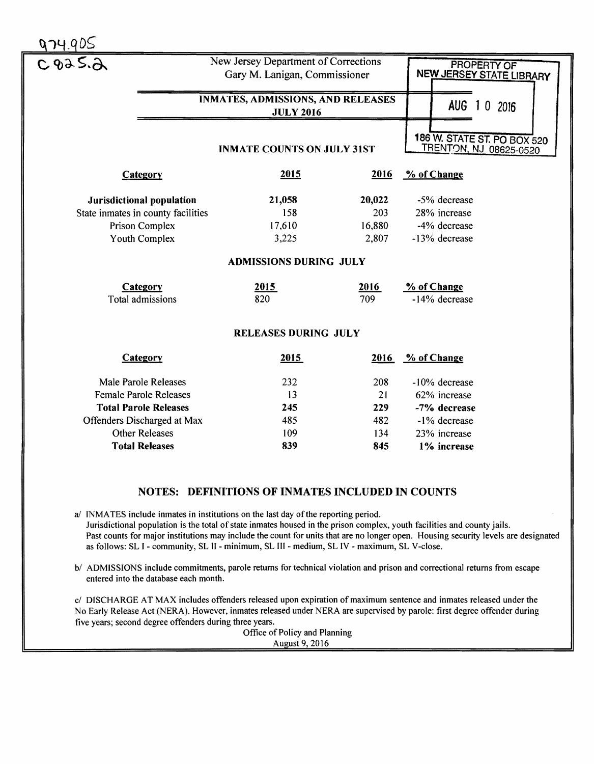974.905
C925.2

New Jersey Department of Corrections
Gary M. Lanigan, Commissioner

PROPERTY OF
NEW JERSEY STATE LIBRARY

AUG 10 2016

186 W. STATE ST. PO BOX 520
TRENTON, NJ 08625-0520

## INMATES, ADMISSIONS, AND RELEASES
## JULY 2016

### INMATE COUNTS ON JULY 31ST

| Category | 2015 | 2016 | % of Change |
|---|---|---|---|
| **Jurisdictional population** | **21,058** | **20,022** | -5% decrease |
| State inmates in county facilities | 158 | 203 | 28% increase |
| Prison Complex | 17,610 | 16,880 | -4% decrease |
| Youth Complex | 3,225 | 2,807 | -13% decrease |

### ADMISSIONS DURING JULY

| Category | 2015 | 2016 | % of Change |
|---|---|---|---|
| Total admissions | 820 | 709 | -14% decrease |

### RELEASES DURING JULY

| Category | 2015 | 2016 | % of Change |
|---|---|---|---|
| Male Parole Releases | 232 | 208 | -10% decrease |
| Female Parole Releases | 13 | 21 | 62% increase |
| **Total Parole Releases** | **245** | **229** | **-7% decrease** |
| Offenders Discharged at Max | 485 | 482 | -1% decrease |
| Other Releases | 109 | 134 | 23% increase |
| **Total Releases** | **839** | **845** | **1% increase** |

### NOTES: DEFINITIONS OF INMATES INCLUDED IN COUNTS

a/ INMATES include inmates in institutions on the last day of the reporting period.
Jurisdictional population is the total of state inmates housed in the prison complex, youth facilities and county jails.
Past counts for major institutions may include the count for units that are no longer open. Housing security levels are designated as follows: SL I - community, SL II - minimum, SL III - medium, SL IV - maximum, SL V-close.

b/ ADMISSIONS include commitments, parole returns for technical violation and prison and correctional returns from escape entered into the database each month.

c/ DISCHARGE AT MAX includes offenders released upon expiration of maximum sentence and inmates released under the No Early Release Act (NERA). However, inmates released under NERA are supervised by parole: first degree offender during five years; second degree offenders during three years.

Office of Policy and Planning
August 9, 2016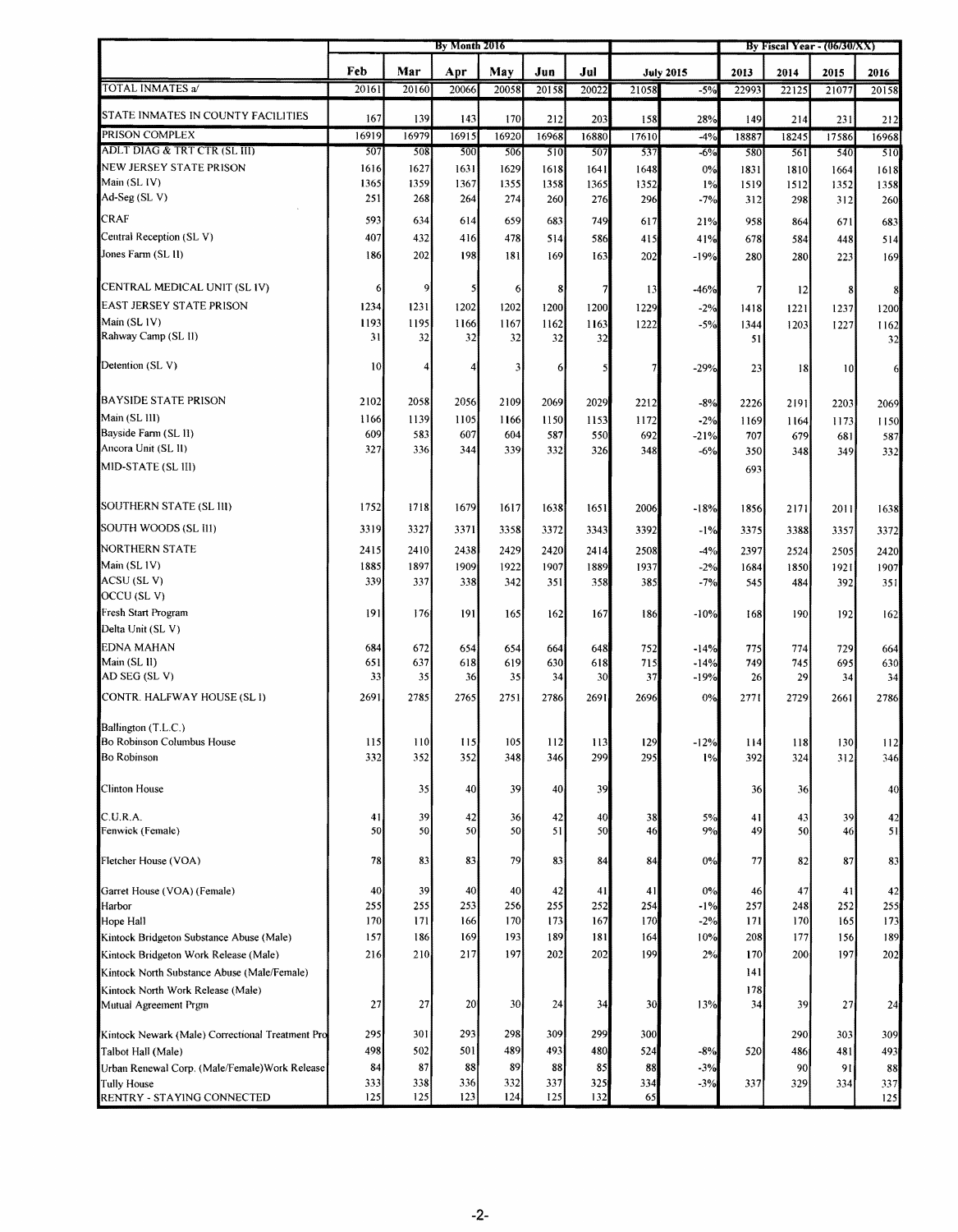| | By Month 2016 | | | | | | | | By Fiscal Year - (06/30/XX) | | | |
|---|---|---|---|---|---|---|---|---|---|---|---|---|
| | Feb | Mar | Apr | May | Jun | Jul | July 2015 | | 2013 | 2014 | 2015 | 2016 |
| TOTAL INMATES a/ | 20161 | 20160 | 20066 | 20058 | 20158 | 20022 | 21058 | -5% | 22993 | 22125 | 21077 | 20158 |
| STATE INMATES IN COUNTY FACILITIES | 167 | 139 | 143 | 170 | 212 | 203 | 158 | 28% | 149 | 214 | 231 | 212 |
| PRISON COMPLEX | 16919 | 16979 | 16915 | 16920 | 16968 | 16880 | 17610 | -4% | 18887 | 18245 | 17586 | 16968 |
| ADLT DIAG & TRT CTR (SL III) | 507 | 508 | 500 | 506 | 510 | 507 | 537 | -6% | 580 | 561 | 540 | 510 |
| NEW JERSEY STATE PRISON | 1616 | 1627 | 1631 | 1629 | 1618 | 1641 | 1648 | 0% | 1831 | 1810 | 1664 | 1618 |
| Main (SL IV) | 1365 | 1359 | 1367 | 1355 | 1358 | 1365 | 1352 | 1% | 1519 | 1512 | 1352 | 1358 |
| Ad-Seg (SL V) | 251 | 268 | 264 | 274 | 260 | 276 | 296 | -7% | 312 | 298 | 312 | 260 |
| CRAF | 593 | 634 | 614 | 659 | 683 | 749 | 617 | 21% | 958 | 864 | 671 | 683 |
| Central Reception (SL V) | 407 | 432 | 416 | 478 | 514 | 586 | 415 | 41% | 678 | 584 | 448 | 514 |
| Jones Farm (SL II) | 186 | 202 | 198 | 181 | 169 | 163 | 202 | -19% | 280 | 280 | 223 | 169 |
| CENTRAL MEDICAL UNIT (SL IV) | 6 | 9 | 5 | 6 | 8 | 7 | 13 | -46% | 7 | 12 | 8 | 8 |
| EAST JERSEY STATE PRISON | 1234 | 1231 | 1202 | 1202 | 1200 | 1200 | 1229 | -2% | 1418 | 1221 | 1237 | 1200 |
| Main (SL IV) | 1193 | 1195 | 1166 | 1167 | 1162 | 1163 | 1222 | -5% | 1344 | 1203 | 1227 | 1162 |
| Rahway Camp (SL II) | 31 | 32 | 32 | 32 | 32 | 32 | | | 51 | | | 32 |
| Detention (SL V) | 10 | 4 | 4 | 3 | 6 | 5 | 7 | -29% | 23 | 18 | 10 | 6 |
| BAYSIDE STATE PRISON | 2102 | 2058 | 2056 | 2109 | 2069 | 2029 | 2212 | -8% | 2226 | 2191 | 2203 | 2069 |
| Main (SL III) | 1166 | 1139 | 1105 | 1166 | 1150 | 1153 | 1172 | -2% | 1169 | 1164 | 1173 | 1150 |
| Bayside Farm (SL II) | 609 | 583 | 607 | 604 | 587 | 550 | 692 | -21% | 707 | 679 | 681 | 587 |
| Ancora Unit (SL II) | 327 | 336 | 344 | 339 | 332 | 326 | 348 | -6% | 350 | 348 | 349 | 332 |
| MID-STATE (SL III) | | | | | | | | | 693 | | | |
| SOUTHERN STATE (SL III) | 1752 | 1718 | 1679 | 1617 | 1638 | 1651 | 2006 | -18% | 1856 | 2171 | 2011 | 1638 |
| SOUTH WOODS (SL III) | 3319 | 3327 | 3371 | 3358 | 3372 | 3343 | 3392 | -1% | 3375 | 3388 | 3357 | 3372 |
| NORTHERN STATE | 2415 | 2410 | 2438 | 2429 | 2420 | 2414 | 2508 | -4% | 2397 | 2524 | 2505 | 2420 |
| Main (SL IV) | 1885 | 1897 | 1909 | 1922 | 1907 | 1889 | 1937 | -2% | 1684 | 1850 | 1921 | 1907 |
| ACSU (SL V) | 339 | 337 | 338 | 342 | 351 | 358 | 385 | -7% | 545 | 484 | 392 | 351 |
| OCCU (SL V) | | | | | | | | | | | | |
| Fresh Start Program | 191 | 176 | 191 | 165 | 162 | 167 | 186 | -10% | 168 | 190 | 192 | 162 |
| Delta Unit (SL V) | | | | | | | | | | | | |
| EDNA MAHAN | 684 | 672 | 654 | 654 | 664 | 648 | 752 | -14% | 775 | 774 | 729 | 664 |
| Main (SL II) | 651 | 637 | 618 | 619 | 630 | 618 | 715 | -14% | 749 | 745 | 695 | 630 |
| AD SEG (SL V) | 33 | 35 | 36 | 35 | 34 | 30 | 37 | -19% | 26 | 29 | 34 | 34 |
| CONTR. HALFWAY HOUSE (SL I) | 2691 | 2785 | 2765 | 2751 | 2786 | 2691 | 2696 | 0% | 2771 | 2729 | 2661 | 2786 |
| Ballington (T.L.C.) | | | | | | | | | | | | |
| Bo Robinson Columbus House | 115 | 110 | 115 | 105 | 112 | 113 | 129 | -12% | 114 | 118 | 130 | 112 |
| Bo Robinson | 332 | 352 | 352 | 348 | 346 | 299 | 295 | 1% | 392 | 324 | 312 | 346 |
| Clinton House | | 35 | 40 | 39 | 40 | 39 | | | 36 | 36 | | 40 |
| C.U.R.A. | 41 | 39 | 42 | 36 | 42 | 40 | 38 | 5% | 41 | 43 | 39 | 42 |
| Fenwick (Female) | 50 | 50 | 50 | 50 | 51 | 50 | 46 | 9% | 49 | 50 | 46 | 51 |
| Fletcher House (VOA) | 78 | 83 | 83 | 79 | 83 | 84 | 84 | 0% | 77 | 82 | 87 | 83 |
| Garret House (VOA) (Female) | 40 | 39 | 40 | 40 | 42 | 41 | 41 | 0% | 46 | 47 | 41 | 42 |
| Harbor | 255 | 255 | 253 | 256 | 255 | 252 | 254 | -1% | 257 | 248 | 252 | 255 |
| Hope Hall | 170 | 171 | 166 | 170 | 173 | 167 | 170 | -2% | 171 | 170 | 165 | 173 |
| Kintock Bridgeton Substance Abuse (Male) | 157 | 186 | 169 | 193 | 189 | 181 | 164 | 10% | 208 | 177 | 156 | 189 |
| Kintock Bridgeton Work Release (Male) | 216 | 210 | 217 | 197 | 202 | 202 | 199 | 2% | 170 | 200 | 197 | 202 |
| Kintock North Substance Abuse (Male/Female) | | | | | | | | | 141 | | | |
| Kintock North Work Release (Male) | | | | | | | | | 178 | | | |
| Mutual Agreement Prgm | 27 | 27 | 20 | 30 | 24 | 34 | 30 | 13% | 34 | 39 | 27 | 24 |
| Kintock Newark (Male) Correctional Treatment Pro | 295 | 301 | 293 | 298 | 309 | 299 | 300 | | | 290 | 303 | 309 |
| Talbot Hall (Male) | 498 | 502 | 501 | 489 | 493 | 480 | 524 | -8% | 520 | 486 | 481 | 493 |
| Urban Renewal Corp. (Male/Female)Work Release | 84 | 87 | 88 | 89 | 88 | 85 | 88 | -3% | | 90 | 91 | 88 |
| Tully House | 333 | 338 | 336 | 332 | 337 | 325 | 334 | -3% | 337 | 329 | 334 | 337 |
| RENTRY - STAYING CONNECTED | 125 | 125 | 123 | 124 | 125 | 132 | 65 | | | | | 125 |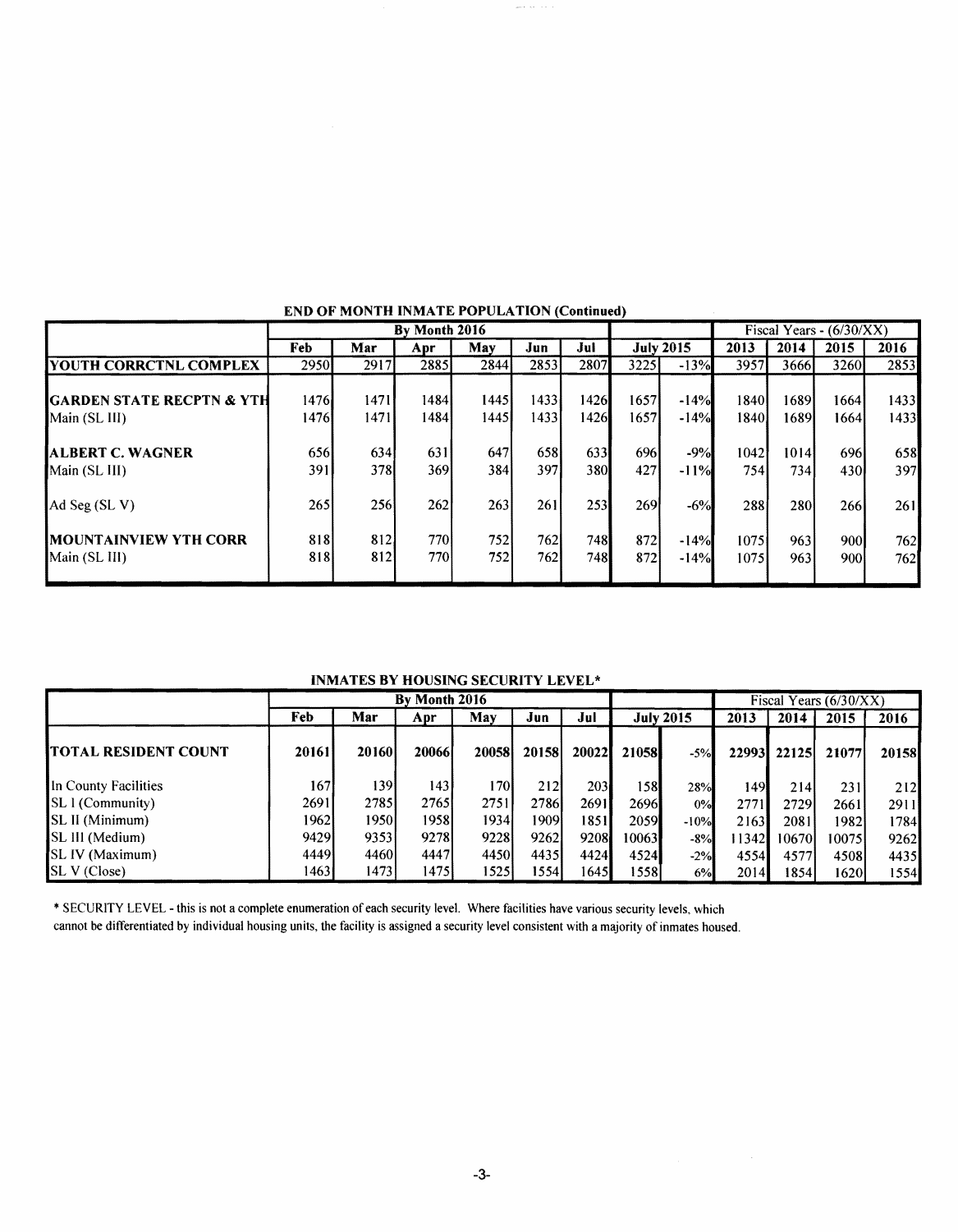## END OF MONTH INMATE POPULATION (Continued)

| | By Month 2016 | | | | | | | | Fiscal Years - (6/30/XX) | | | |
|---|---|---|---|---|---|---|---|---|---|---|---|---|
| | Feb | Mar | Apr | May | Jun | Jul | July 2015 | | 2013 | 2014 | 2015 | 2016 |
| **YOUTH CORRCTNL COMPLEX** | 2950 | 2917 | 2885 | 2844 | 2853 | 2807 | 3225 | -13% | 3957 | 3666 | 3260 | 2853 |
| **GARDEN STATE RECPTN & YTH** | 1476 | 1471 | 1484 | 1445 | 1433 | 1426 | 1657 | -14% | 1840 | 1689 | 1664 | 1433 |
| Main (SL III) | 1476 | 1471 | 1484 | 1445 | 1433 | 1426 | 1657 | -14% | 1840 | 1689 | 1664 | 1433 |
| **ALBERT C. WAGNER** | 656 | 634 | 631 | 647 | 658 | 633 | 696 | -9% | 1042 | 1014 | 696 | 658 |
| Main (SL III) | 391 | 378 | 369 | 384 | 397 | 380 | 427 | -11% | 754 | 734 | 430 | 397 |
| Ad Seg (SL V) | 265 | 256 | 262 | 263 | 261 | 253 | 269 | -6% | 288 | 280 | 266 | 261 |
| **MOUNTAINVIEW YTH CORR** | 818 | 812 | 770 | 752 | 762 | 748 | 872 | -14% | 1075 | 963 | 900 | 762 |
| Main (SL III) | 818 | 812 | 770 | 752 | 762 | 748 | 872 | -14% | 1075 | 963 | 900 | 762 |

## INMATES BY HOUSING SECURITY LEVEL*

| | By Month 2016 | | | | | | | | Fiscal Years (6/30/XX) | | | |
|---|---|---|---|---|---|---|---|---|---|---|---|---|
| | Feb | Mar | Apr | May | Jun | Jul | July 2015 | | 2013 | 2014 | 2015 | 2016 |
| **TOTAL RESIDENT COUNT** | **20161** | **20160** | **20066** | **20058** | **20158** | **20022** | **21058** | -5% | **22993** | **22125** | **21077** | **20158** |
| In County Facilities | 167 | 139 | 143 | 170 | 212 | 203 | 158 | 28% | 149 | 214 | 231 | 212 |
| SL I (Community) | 2691 | 2785 | 2765 | 2751 | 2786 | 2691 | 2696 | 0% | 2771 | 2729 | 2661 | 2911 |
| SL II (Minimum) | 1962 | 1950 | 1958 | 1934 | 1909 | 1851 | 2059 | -10% | 2163 | 2081 | 1982 | 1784 |
| SL III (Medium) | 9429 | 9353 | 9278 | 9228 | 9262 | 9208 | 10063 | -8% | 11342 | 10670 | 10075 | 9262 |
| SL IV (Maximum) | 4449 | 4460 | 4447 | 4450 | 4435 | 4424 | 4524 | -2% | 4554 | 4577 | 4508 | 4435 |
| SL V (Close) | 1463 | 1473 | 1475 | 1525 | 1554 | 1645 | 1558 | 6% | 2014 | 1854 | 1620 | 1554 |

* SECURITY LEVEL - this is not a complete enumeration of each security level. Where facilities have various security levels, which cannot be differentiated by individual housing units, the facility is assigned a security level consistent with a majority of inmates housed.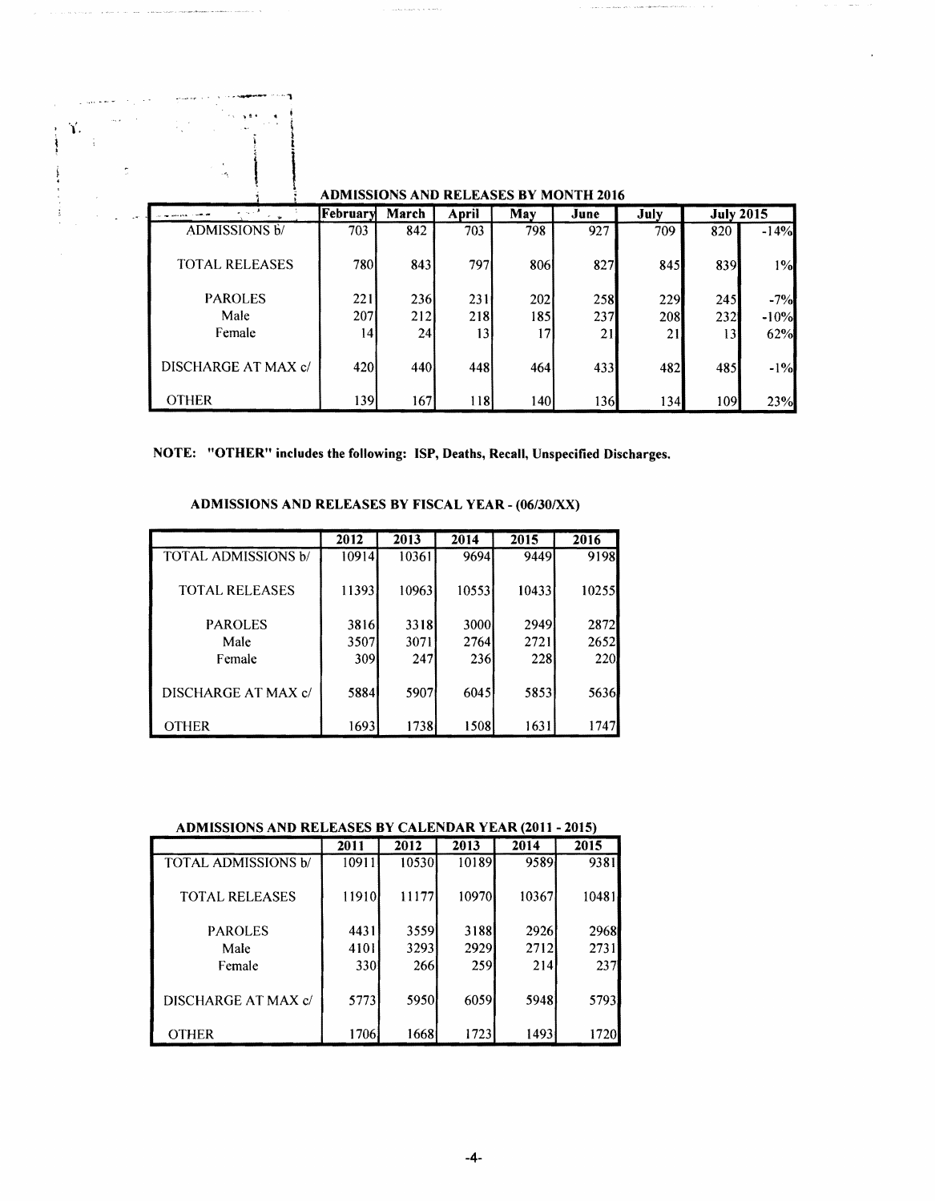### ADMISSIONS AND RELEASES BY MONTH 2016

| | February | March | April | May | June | July | July 2015 | |
|---|---|---|---|---|---|---|---|---|
| ADMISSIONS b/ | 703 | 842 | 703 | 798 | 927 | 709 | 820 | -14% |
| TOTAL RELEASES | 780 | 843 | 797 | 806 | 827 | 845 | 839 | 1% |
| PAROLES | 221 | 236 | 231 | 202 | 258 | 229 | 245 | -7% |
| Male | 207 | 212 | 218 | 185 | 237 | 208 | 232 | -10% |
| Female | 14 | 24 | 13 | 17 | 21 | 21 | 13 | 62% |
| DISCHARGE AT MAX c/ | 420 | 440 | 448 | 464 | 433 | 482 | 485 | -1% |
| OTHER | 139 | 167 | 118 | 140 | 136 | 134 | 109 | 23% |

**NOTE: "OTHER" includes the following: ISP, Deaths, Recall, Unspecified Discharges.**

### ADMISSIONS AND RELEASES BY FISCAL YEAR - (06/30/XX)

| | 2012 | 2013 | 2014 | 2015 | 2016 |
|---|---|---|---|---|---|
| TOTAL ADMISSIONS b/ | 10914 | 10361 | 9694 | 9449 | 9198 |
| TOTAL RELEASES | 11393 | 10963 | 10553 | 10433 | 10255 |
| PAROLES | 3816 | 3318 | 3000 | 2949 | 2872 |
| Male | 3507 | 3071 | 2764 | 2721 | 2652 |
| Female | 309 | 247 | 236 | 228 | 220 |
| DISCHARGE AT MAX c/ | 5884 | 5907 | 6045 | 5853 | 5636 |
| OTHER | 1693 | 1738 | 1508 | 1631 | 1747 |

### ADMISSIONS AND RELEASES BY CALENDAR YEAR (2011 - 2015)

| | 2011 | 2012 | 2013 | 2014 | 2015 |
|---|---|---|---|---|---|
| TOTAL ADMISSIONS b/ | 10911 | 10530 | 10189 | 9589 | 9381 |
| TOTAL RELEASES | 11910 | 11177 | 10970 | 10367 | 10481 |
| PAROLES | 4431 | 3559 | 3188 | 2926 | 2968 |
| Male | 4101 | 3293 | 2929 | 2712 | 2731 |
| Female | 330 | 266 | 259 | 214 | 237 |
| DISCHARGE AT MAX c/ | 5773 | 5950 | 6059 | 5948 | 5793 |
| OTHER | 1706 | 1668 | 1723 | 1493 | 1720 |